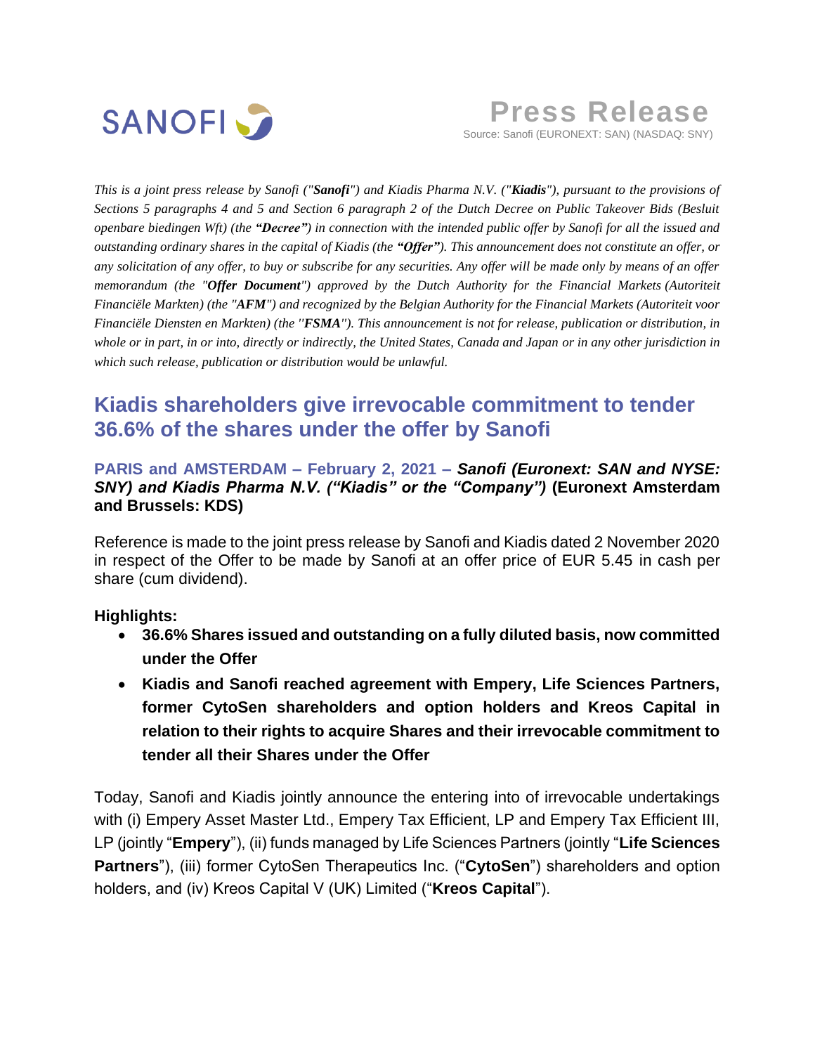SANOFI

**Press Release**
Source: Sanofi (EURONEXT: SAN) (NASDAQ: SNY)

*This is a joint press release by Sanofi ("**Sanofi**") and Kiadis Pharma N.V. ("**Kiadis**"), pursuant to the provisions of Sections 5 paragraphs 4 and 5 and Section 6 paragraph 2 of the Dutch Decree on Public Takeover Bids (Besluit openbare biedingen Wft) (the **"Decree"**) in connection with the intended public offer by Sanofi for all the issued and outstanding ordinary shares in the capital of Kiadis (the **"Offer"**). This announcement does not constitute an offer, or any solicitation of any offer, to buy or subscribe for any securities. Any offer will be made only by means of an offer memorandum (the "**Offer Document**") approved by the Dutch Authority for the Financial Markets (Autoriteit Financiële Markten) (the "**AFM**") and recognized by the Belgian Authority for the Financial Markets (Autoriteit voor Financiële Diensten en Markten) (the "**FSMA**"). This announcement is not for release, publication or distribution, in whole or in part, in or into, directly or indirectly, the United States, Canada and Japan or in any other jurisdiction in which such release, publication or distribution would be unlawful.*

# Kiadis shareholders give irrevocable commitment to tender 36.6% of the shares under the offer by Sanofi

**PARIS and AMSTERDAM – February 2, 2021 – *Sanofi (Euronext: SAN and NYSE: SNY) and Kiadis Pharma N.V. ("Kiadis" or the "Company")* (Euronext Amsterdam and Brussels: KDS)**

Reference is made to the joint press release by Sanofi and Kiadis dated 2 November 2020 in respect of the Offer to be made by Sanofi at an offer price of EUR 5.45 in cash per share (cum dividend).

**Highlights:**

- **36.6% Shares issued and outstanding on a fully diluted basis, now committed under the Offer**
- **Kiadis and Sanofi reached agreement with Empery, Life Sciences Partners, former CytoSen shareholders and option holders and Kreos Capital in relation to their rights to acquire Shares and their irrevocable commitment to tender all their Shares under the Offer**

Today, Sanofi and Kiadis jointly announce the entering into of irrevocable undertakings with (i) Empery Asset Master Ltd., Empery Tax Efficient, LP and Empery Tax Efficient III, LP (jointly "**Empery**"), (ii) funds managed by Life Sciences Partners (jointly "**Life Sciences Partners**"), (iii) former CytoSen Therapeutics Inc. ("**CytoSen**") shareholders and option holders, and (iv) Kreos Capital V (UK) Limited ("**Kreos Capital**").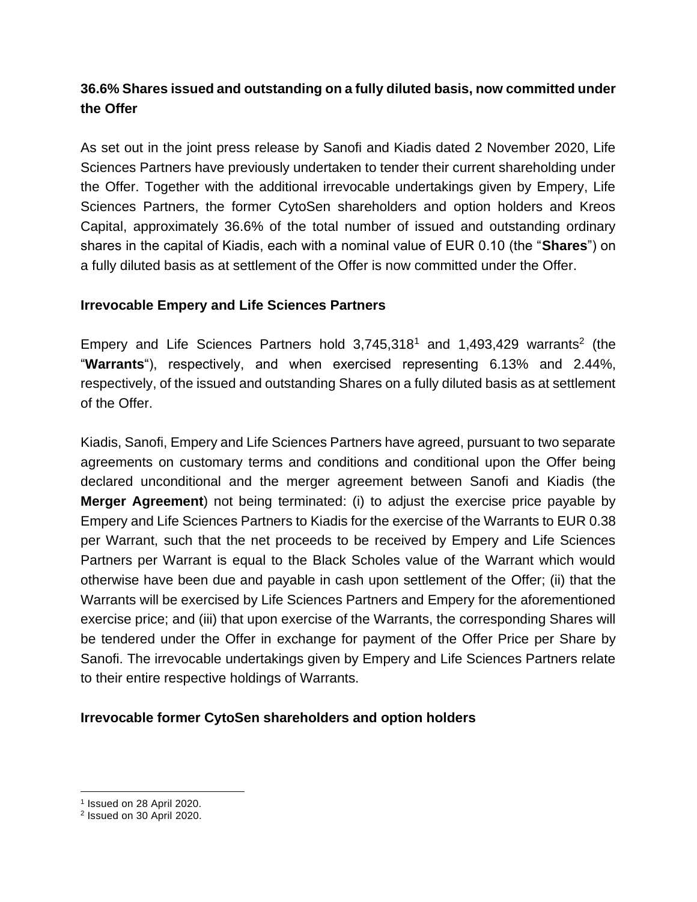**36.6% Shares issued and outstanding on a fully diluted basis, now committed under the Offer**

As set out in the joint press release by Sanofi and Kiadis dated 2 November 2020, Life Sciences Partners have previously undertaken to tender their current shareholding under the Offer. Together with the additional irrevocable undertakings given by Empery, Life Sciences Partners, the former CytoSen shareholders and option holders and Kreos Capital, approximately 36.6% of the total number of issued and outstanding ordinary shares in the capital of Kiadis, each with a nominal value of EUR 0.10 (the "**Shares**") on a fully diluted basis as at settlement of the Offer is now committed under the Offer.

**Irrevocable Empery and Life Sciences Partners**

Empery and Life Sciences Partners hold 3,745,318[1] and 1,493,429 warrants[2] (the "**Warrants**"), respectively, and when exercised representing 6.13% and 2.44%, respectively, of the issued and outstanding Shares on a fully diluted basis as at settlement of the Offer.

Kiadis, Sanofi, Empery and Life Sciences Partners have agreed, pursuant to two separate agreements on customary terms and conditions and conditional upon the Offer being declared unconditional and the merger agreement between Sanofi and Kiadis (the **Merger Agreement**) not being terminated: (i) to adjust the exercise price payable by Empery and Life Sciences Partners to Kiadis for the exercise of the Warrants to EUR 0.38 per Warrant, such that the net proceeds to be received by Empery and Life Sciences Partners per Warrant is equal to the Black Scholes value of the Warrant which would otherwise have been due and payable in cash upon settlement of the Offer; (ii) that the Warrants will be exercised by Life Sciences Partners and Empery for the aforementioned exercise price; and (iii) that upon exercise of the Warrants, the corresponding Shares will be tendered under the Offer in exchange for payment of the Offer Price per Share by Sanofi. The irrevocable undertakings given by Empery and Life Sciences Partners relate to their entire respective holdings of Warrants.

**Irrevocable former CytoSen shareholders and option holders**

[1] Issued on 28 April 2020.

[2] Issued on 30 April 2020.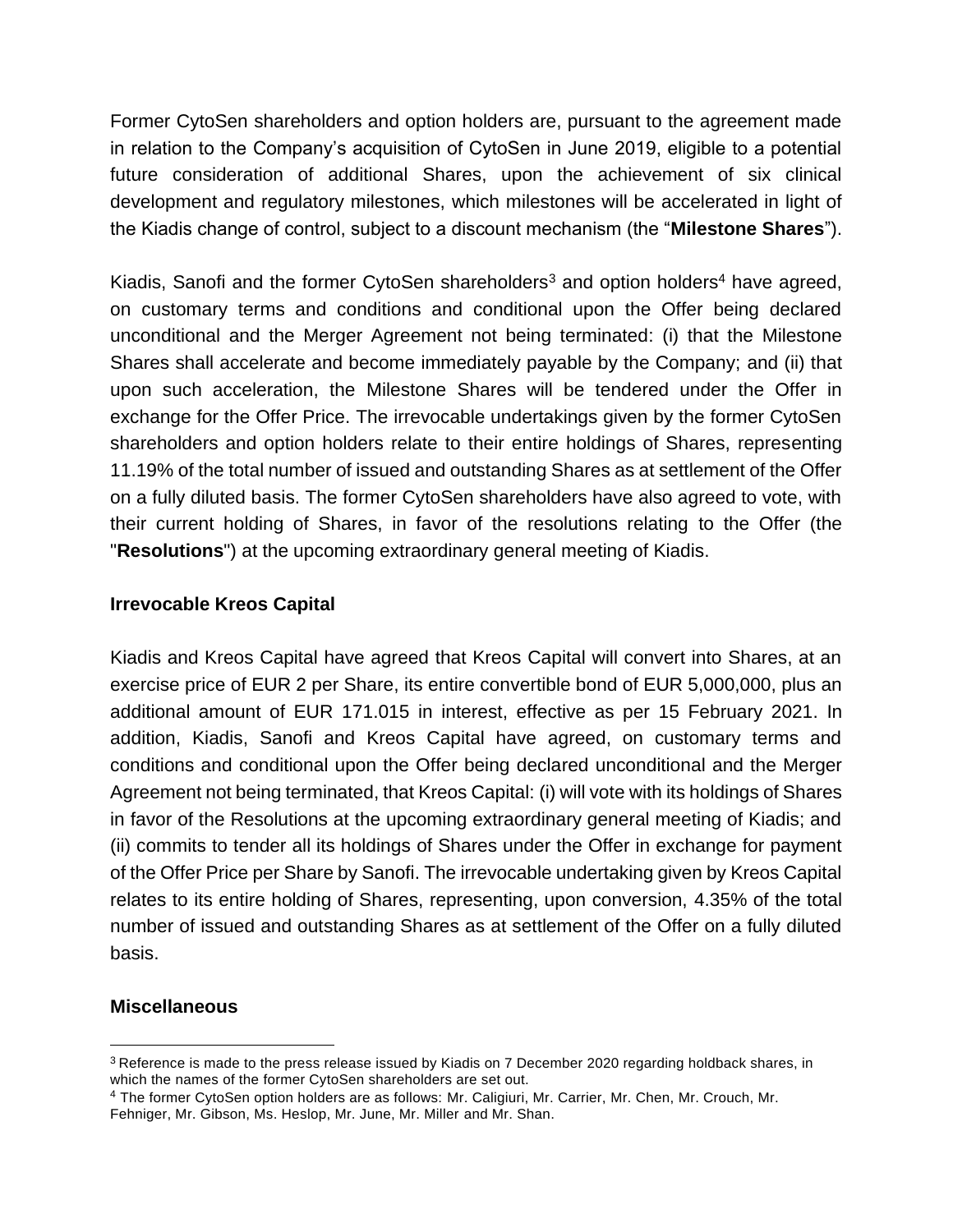Former CytoSen shareholders and option holders are, pursuant to the agreement made in relation to the Company's acquisition of CytoSen in June 2019, eligible to a potential future consideration of additional Shares, upon the achievement of six clinical development and regulatory milestones, which milestones will be accelerated in light of the Kiadis change of control, subject to a discount mechanism (the "**Milestone Shares**").

Kiadis, Sanofi and the former CytoSen shareholders[3] and option holders[4] have agreed, on customary terms and conditions and conditional upon the Offer being declared unconditional and the Merger Agreement not being terminated: (i) that the Milestone Shares shall accelerate and become immediately payable by the Company; and (ii) that upon such acceleration, the Milestone Shares will be tendered under the Offer in exchange for the Offer Price. The irrevocable undertakings given by the former CytoSen shareholders and option holders relate to their entire holdings of Shares, representing 11.19% of the total number of issued and outstanding Shares as at settlement of the Offer on a fully diluted basis. The former CytoSen shareholders have also agreed to vote, with their current holding of Shares, in favor of the resolutions relating to the Offer (the "**Resolutions**") at the upcoming extraordinary general meeting of Kiadis.

**Irrevocable Kreos Capital**

Kiadis and Kreos Capital have agreed that Kreos Capital will convert into Shares, at an exercise price of EUR 2 per Share, its entire convertible bond of EUR 5,000,000, plus an additional amount of EUR 171.015 in interest, effective as per 15 February 2021. In addition, Kiadis, Sanofi and Kreos Capital have agreed, on customary terms and conditions and conditional upon the Offer being declared unconditional and the Merger Agreement not being terminated, that Kreos Capital: (i) will vote with its holdings of Shares in favor of the Resolutions at the upcoming extraordinary general meeting of Kiadis; and (ii) commits to tender all its holdings of Shares under the Offer in exchange for payment of the Offer Price per Share by Sanofi. The irrevocable undertaking given by Kreos Capital relates to its entire holding of Shares, representing, upon conversion, 4.35% of the total number of issued and outstanding Shares as at settlement of the Offer on a fully diluted basis.

**Miscellaneous**

[3] Reference is made to the press release issued by Kiadis on 7 December 2020 regarding holdback shares, in which the names of the former CytoSen shareholders are set out.

[4] The former CytoSen option holders are as follows: Mr. Caligiuri, Mr. Carrier, Mr. Chen, Mr. Crouch, Mr. Fehniger, Mr. Gibson, Ms. Heslop, Mr. June, Mr. Miller and Mr. Shan.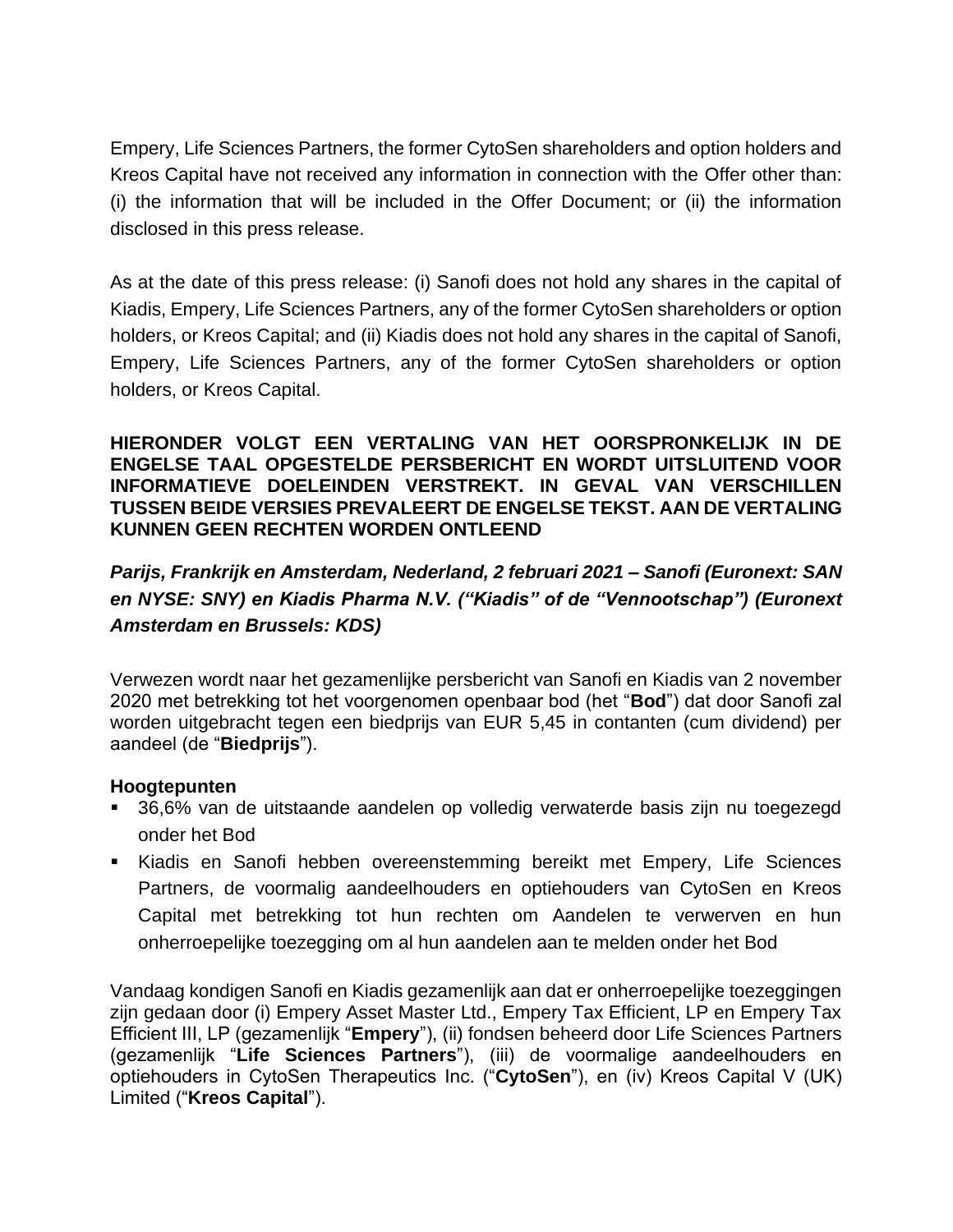Empery, Life Sciences Partners, the former CytoSen shareholders and option holders and Kreos Capital have not received any information in connection with the Offer other than: (i) the information that will be included in the Offer Document; or (ii) the information disclosed in this press release.

As at the date of this press release: (i) Sanofi does not hold any shares in the capital of Kiadis, Empery, Life Sciences Partners, any of the former CytoSen shareholders or option holders, or Kreos Capital; and (ii) Kiadis does not hold any shares in the capital of Sanofi, Empery, Life Sciences Partners, any of the former CytoSen shareholders or option holders, or Kreos Capital.

**HIERONDER VOLGT EEN VERTALING VAN HET OORSPRONKELIJK IN DE ENGELSE TAAL OPGESTELDE PERSBERICHT EN WORDT UITSLUITEND VOOR INFORMATIEVE DOELEINDEN VERSTREKT. IN GEVAL VAN VERSCHILLEN TUSSEN BEIDE VERSIES PREVALEERT DE ENGELSE TEKST. AAN DE VERTALING KUNNEN GEEN RECHTEN WORDEN ONTLEEND**

***Parijs, Frankrijk en Amsterdam, Nederland, 2 februari 2021 – Sanofi (Euronext: SAN en NYSE: SNY) en Kiadis Pharma N.V. ("Kiadis" of de "Vennootschap") (Euronext Amsterdam en Brussels: KDS)***

Verwezen wordt naar het gezamenlijke persbericht van Sanofi en Kiadis van 2 november 2020 met betrekking tot het voorgenomen openbaar bod (het "**Bod**") dat door Sanofi zal worden uitgebracht tegen een biedprijs van EUR 5,45 in contanten (cum dividend) per aandeel (de "**Biedprijs**").

**Hoogtepunten**

- 36,6% van de uitstaande aandelen op volledig verwaterde basis zijn nu toegezegd onder het Bod
- Kiadis en Sanofi hebben overeenstemming bereikt met Empery, Life Sciences Partners, de voormalig aandeelhouders en optiehouders van CytoSen en Kreos Capital met betrekking tot hun rechten om Aandelen te verwerven en hun onherroepelijke toezegging om al hun aandelen aan te melden onder het Bod

Vandaag kondigen Sanofi en Kiadis gezamenlijk aan dat er onherroepelijke toezeggingen zijn gedaan door (i) Empery Asset Master Ltd., Empery Tax Efficient, LP en Empery Tax Efficient III, LP (gezamenlijk "**Empery**"), (ii) fondsen beheerd door Life Sciences Partners (gezamenlijk "**Life Sciences Partners**"), (iii) de voormalige aandeelhouders en optiehouders in CytoSen Therapeutics Inc. ("**CytoSen**"), en (iv) Kreos Capital V (UK) Limited ("**Kreos Capital**").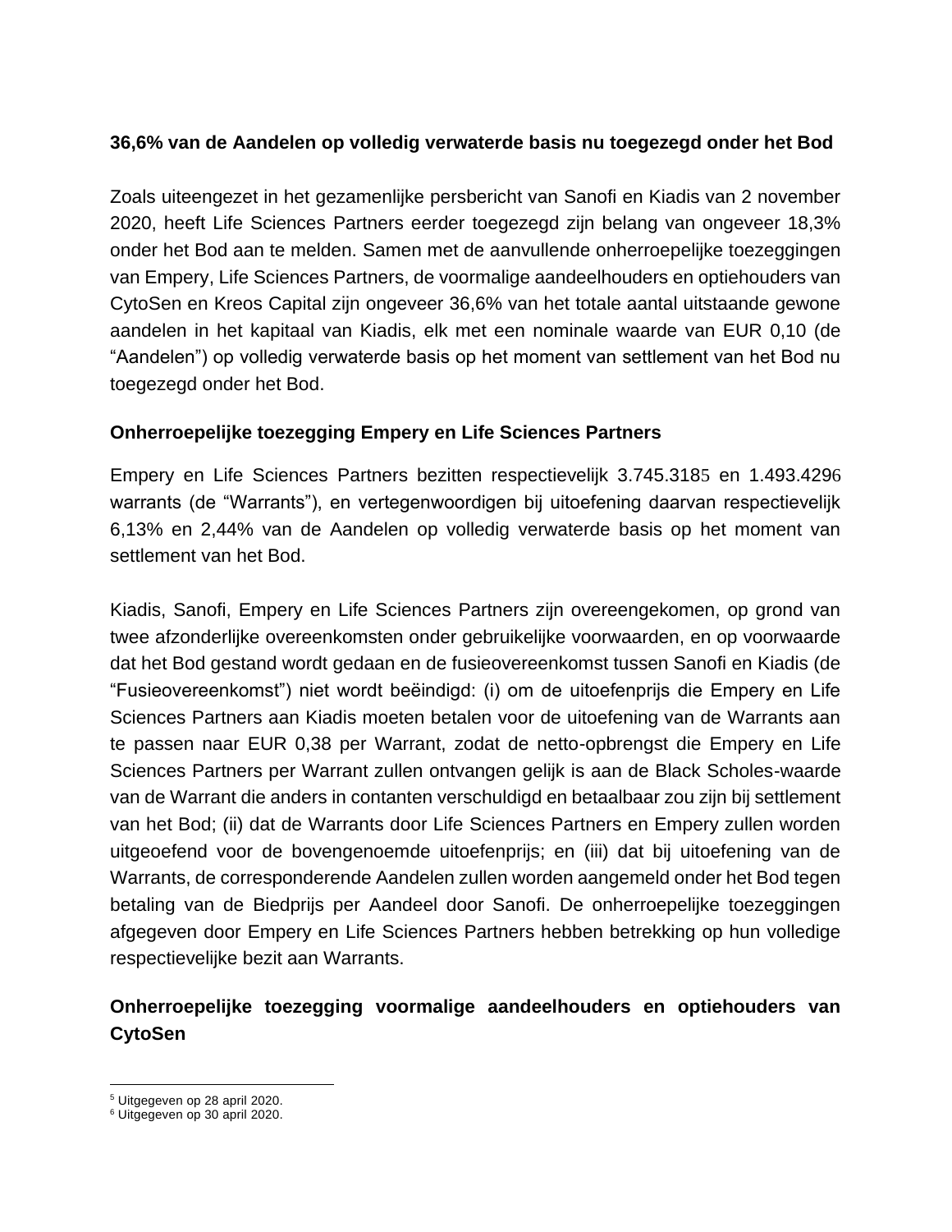**36,6% van de Aandelen op volledig verwaterde basis nu toegezegd onder het Bod**

Zoals uiteengezet in het gezamenlijke persbericht van Sanofi en Kiadis van 2 november 2020, heeft Life Sciences Partners eerder toegezegd zijn belang van ongeveer 18,3% onder het Bod aan te melden. Samen met de aanvullende onherroepelijke toezeggingen van Empery, Life Sciences Partners, de voormalige aandeelhouders en optiehouders van CytoSen en Kreos Capital zijn ongeveer 36,6% van het totale aantal uitstaande gewone aandelen in het kapitaal van Kiadis, elk met een nominale waarde van EUR 0,10 (de "Aandelen") op volledig verwaterde basis op het moment van settlement van het Bod nu toegezegd onder het Bod.

**Onherroepelijke toezegging Empery en Life Sciences Partners**

Empery en Life Sciences Partners bezitten respectievelijk 3.745.318[5] en 1.493.429[6] warrants (de "Warrants"), en vertegenwoordigen bij uitoefening daarvan respectievelijk 6,13% en 2,44% van de Aandelen op volledig verwaterde basis op het moment van settlement van het Bod.

Kiadis, Sanofi, Empery en Life Sciences Partners zijn overeengekomen, op grond van twee afzonderlijke overeenkomsten onder gebruikelijke voorwaarden, en op voorwaarde dat het Bod gestand wordt gedaan en de fusieovereenkomst tussen Sanofi en Kiadis (de "Fusieovereenkomst") niet wordt beëindigd: (i) om de uitoefenprijs die Empery en Life Sciences Partners aan Kiadis moeten betalen voor de uitoefening van de Warrants aan te passen naar EUR 0,38 per Warrant, zodat de netto-opbrengst die Empery en Life Sciences Partners per Warrant zullen ontvangen gelijk is aan de Black Scholes-waarde van de Warrant die anders in contanten verschuldigd en betaalbaar zou zijn bij settlement van het Bod; (ii) dat de Warrants door Life Sciences Partners en Empery zullen worden uitgeoefend voor de bovengenoemde uitoefenprijs; en (iii) dat bij uitoefening van de Warrants, de corresponderende Aandelen zullen worden aangemeld onder het Bod tegen betaling van de Biedprijs per Aandeel door Sanofi. De onherroepelijke toezeggingen afgegeven door Empery en Life Sciences Partners hebben betrekking op hun volledige respectievelijke bezit aan Warrants.

**Onherroepelijke toezegging voormalige aandeelhouders en optiehouders van CytoSen**

---

[5] Uitgegeven op 28 april 2020.

[6] Uitgegeven op 30 april 2020.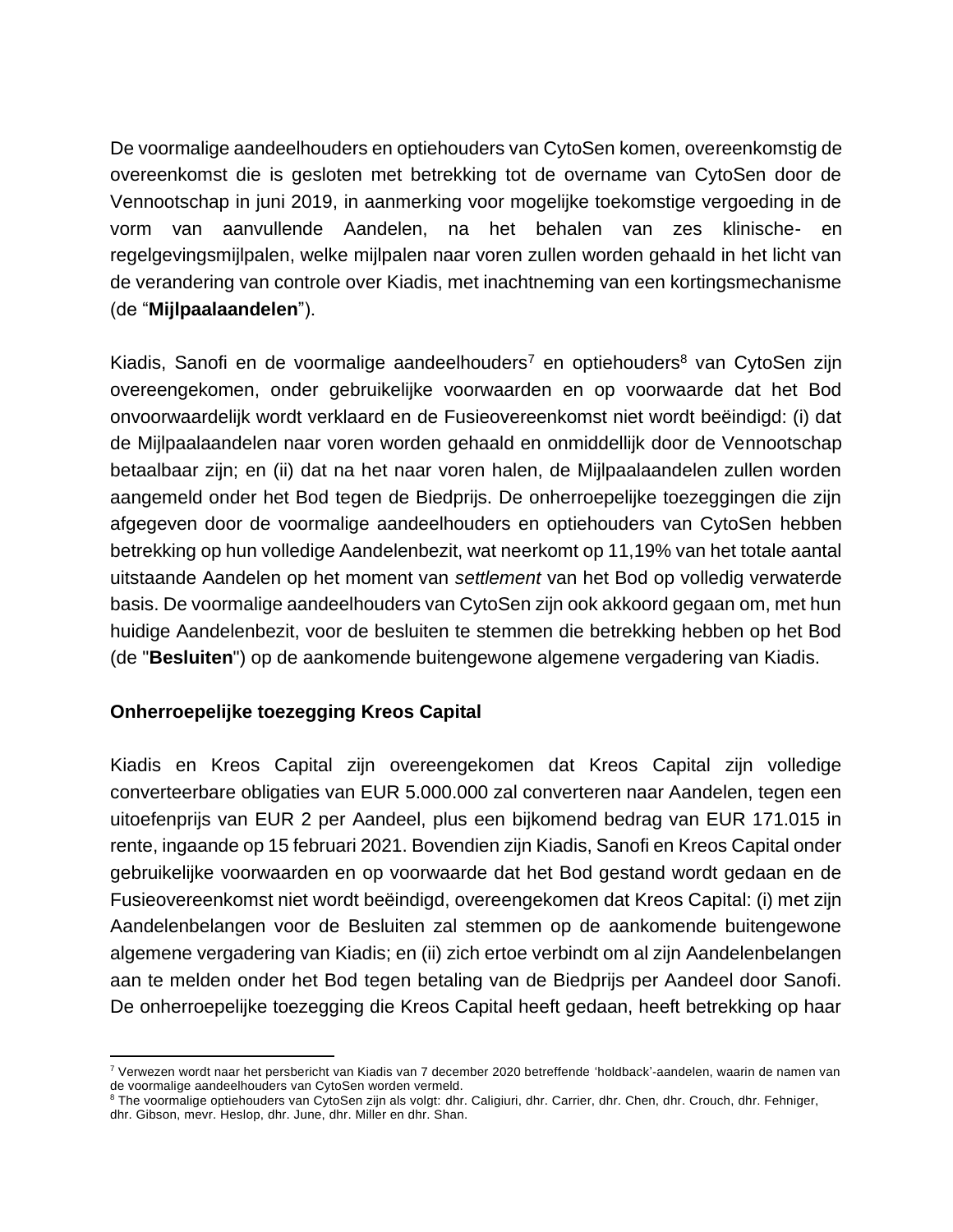De voormalige aandeelhouders en optiehouders van CytoSen komen, overeenkomstig de overeenkomst die is gesloten met betrekking tot de overname van CytoSen door de Vennootschap in juni 2019, in aanmerking voor mogelijke toekomstige vergoeding in de vorm van aanvullende Aandelen, na het behalen van zes klinische- en regelgevingsmijlpalen, welke mijlpalen naar voren zullen worden gehaald in het licht van de verandering van controle over Kiadis, met inachtneming van een kortingsmechanisme (de “**Mijlpaalaandelen**”).

Kiadis, Sanofi en de voormalige aandeelhouders[7] en optiehouders[8] van CytoSen zijn overeengekomen, onder gebruikelijke voorwaarden en op voorwaarde dat het Bod onvoorwaardelijk wordt verklaard en de Fusieovereenkomst niet wordt beëindigd: (i) dat de Mijlpaalaandelen naar voren worden gehaald en onmiddellijk door de Vennootschap betaalbaar zijn; en (ii) dat na het naar voren halen, de Mijlpaalaandelen zullen worden aangemeld onder het Bod tegen de Biedprijs. De onherroepelijke toezeggingen die zijn afgegeven door de voormalige aandeelhouders en optiehouders van CytoSen hebben betrekking op hun volledige Aandelenbezit, wat neerkomt op 11,19% van het totale aantal uitstaande Aandelen op het moment van *settlement* van het Bod op volledig verwaterde basis. De voormalige aandeelhouders van CytoSen zijn ook akkoord gegaan om, met hun huidige Aandelenbezit, voor de besluiten te stemmen die betrekking hebben op het Bod (de "**Besluiten**") op de aankomende buitengewone algemene vergadering van Kiadis.

**Onherroepelijke toezegging Kreos Capital**

Kiadis en Kreos Capital zijn overeengekomen dat Kreos Capital zijn volledige converteerbare obligaties van EUR 5.000.000 zal converteren naar Aandelen, tegen een uitoefenprijs van EUR 2 per Aandeel, plus een bijkomend bedrag van EUR 171.015 in rente, ingaande op 15 februari 2021. Bovendien zijn Kiadis, Sanofi en Kreos Capital onder gebruikelijke voorwaarden en op voorwaarde dat het Bod gestand wordt gedaan en de Fusieovereenkomst niet wordt beëindigd, overeengekomen dat Kreos Capital: (i) met zijn Aandelenbelangen voor de Besluiten zal stemmen op de aankomende buitengewone algemene vergadering van Kiadis; en (ii) zich ertoe verbindt om al zijn Aandelenbelangen aan te melden onder het Bod tegen betaling van de Biedprijs per Aandeel door Sanofi. De onherroepelijke toezegging die Kreos Capital heeft gedaan, heeft betrekking op haar

[7] Verwezen wordt naar het persbericht van Kiadis van 7 december 2020 betreffende ‘holdback’-aandelen, waarin de namen van de voormalige aandeelhouders van CytoSen worden vermeld.
[8] The voormalige optiehouders van CytoSen zijn als volgt: dhr. Caligiuri, dhr. Carrier, dhr. Chen, dhr. Crouch, dhr. Fehniger, dhr. Gibson, mevr. Heslop, dhr. June, dhr. Miller en dhr. Shan.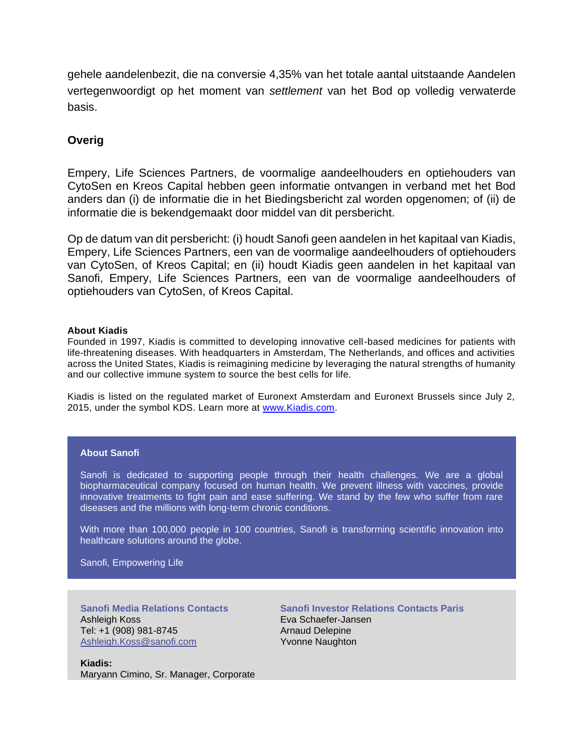gehele aandelenbezit, die na conversie 4,35% van het totale aantal uitstaande Aandelen vertegenwoordigt op het moment van *settlement* van het Bod op volledig verwaterde basis.

## Overig

Empery, Life Sciences Partners, de voormalige aandeelhouders en optiehouders van CytoSen en Kreos Capital hebben geen informatie ontvangen in verband met het Bod anders dan (i) de informatie die in het Biedingsbericht zal worden opgenomen; of (ii) de informatie die is bekendgemaakt door middel van dit persbericht.

Op de datum van dit persbericht: (i) houdt Sanofi geen aandelen in het kapitaal van Kiadis, Empery, Life Sciences Partners, een van de voormalige aandeelhouders of optiehouders van CytoSen, of Kreos Capital; en (ii) houdt Kiadis geen aandelen in het kapitaal van Sanofi, Empery, Life Sciences Partners, een van de voormalige aandeelhouders of optiehouders van CytoSen, of Kreos Capital.

**About Kiadis**
Founded in 1997, Kiadis is committed to developing innovative cell-based medicines for patients with life-threatening diseases. With headquarters in Amsterdam, The Netherlands, and offices and activities across the United States, Kiadis is reimagining medicine by leveraging the natural strengths of humanity and our collective immune system to source the best cells for life.

Kiadis is listed on the regulated market of Euronext Amsterdam and Euronext Brussels since July 2, 2015, under the symbol KDS. Learn more at www.Kiadis.com.

**About Sanofi**

Sanofi is dedicated to supporting people through their health challenges. We are a global biopharmaceutical company focused on human health. We prevent illness with vaccines, provide innovative treatments to fight pain and ease suffering. We stand by the few who suffer from rare diseases and the millions with long-term chronic conditions.

With more than 100,000 people in 100 countries, Sanofi is transforming scientific innovation into healthcare solutions around the globe.

Sanofi, Empowering Life

**Sanofi Media Relations Contacts**
Ashleigh Koss
Tel: +1 (908) 981-8745
Ashleigh.Koss@sanofi.com

**Sanofi Investor Relations Contacts Paris**
Eva Schaefer-Jansen
Arnaud Delepine
Yvonne Naughton

**Kiadis:**
Maryann Cimino, Sr. Manager, Corporate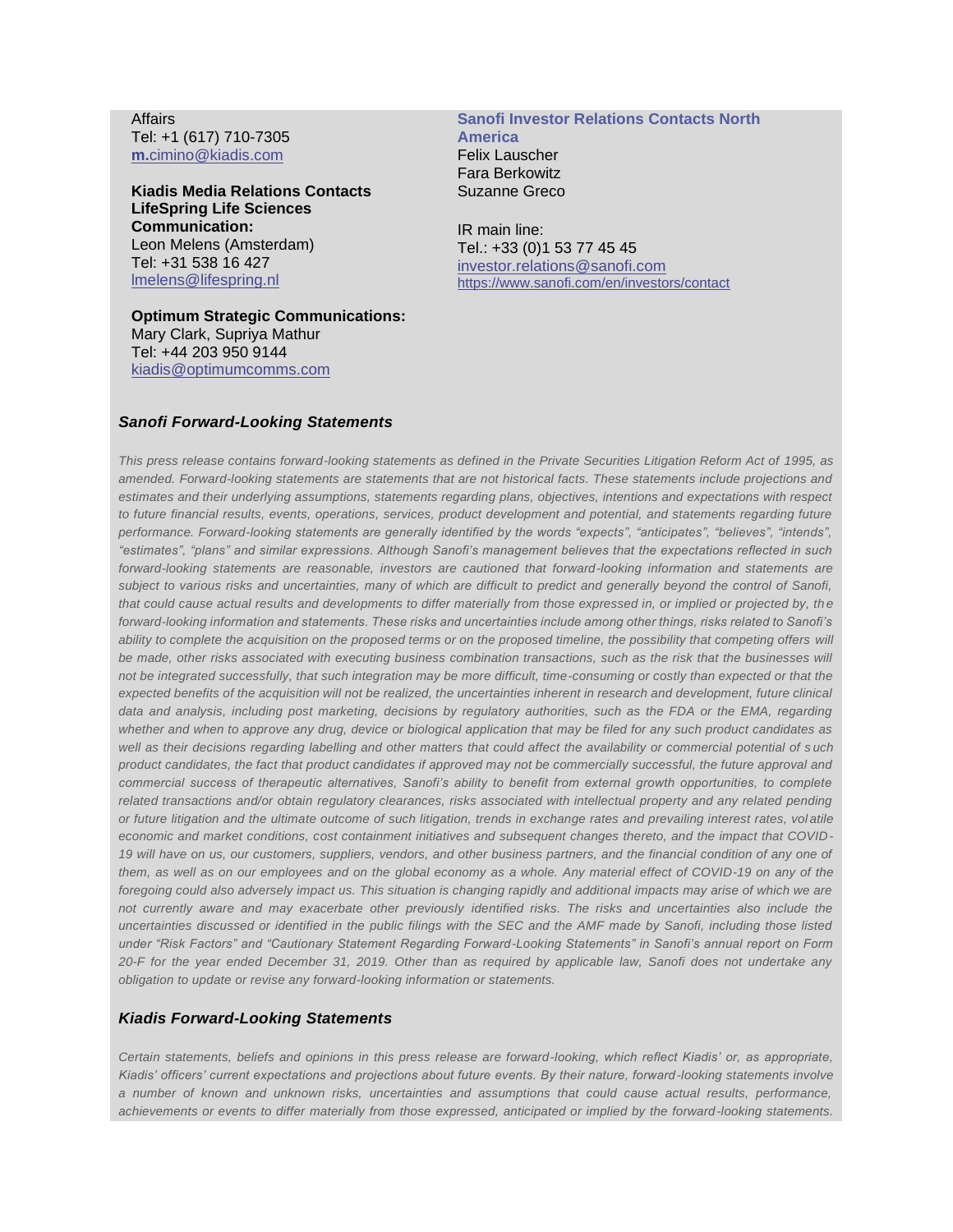Affairs
Tel: +1 (617) 710-7305
**m.**cimino@kiadis.com

**Kiadis Media Relations Contacts**
**LifeSpring Life Sciences Communication:**
Leon Melens (Amsterdam)
Tel: +31 538 16 427
lmelens@lifespring.nl

**Optimum Strategic Communications:**
Mary Clark, Supriya Mathur
Tel: +44 203 950 9144
kiadis@optimumcomms.com

**Sanofi Investor Relations Contacts North America**
Felix Lauscher
Fara Berkowitz
Suzanne Greco

IR main line:
Tel.: +33 (0)1 53 77 45 45
investor.relations@sanofi.com
https://www.sanofi.com/en/investors/contact

### *Sanofi Forward-Looking Statements*

*This press release contains forward-looking statements as defined in the Private Securities Litigation Reform Act of 1995, as amended. Forward-looking statements are statements that are not historical facts. These statements include projections and estimates and their underlying assumptions, statements regarding plans, objectives, intentions and expectations with respect to future financial results, events, operations, services, product development and potential, and statements regarding future performance. Forward-looking statements are generally identified by the words "expects", "anticipates", "believes", "intends", "estimates", "plans" and similar expressions. Although Sanofi's management believes that the expectations reflected in such forward-looking statements are reasonable, investors are cautioned that forward-looking information and statements are subject to various risks and uncertainties, many of which are difficult to predict and generally beyond the control of Sanofi, that could cause actual results and developments to differ materially from those expressed in, or implied or projected by, the forward-looking information and statements. These risks and uncertainties include among other things, risks related to Sanofi's ability to complete the acquisition on the proposed terms or on the proposed timeline, the possibility that competing offers will be made, other risks associated with executing business combination transactions, such as the risk that the businesses will not be integrated successfully, that such integration may be more difficult, time-consuming or costly than expected or that the expected benefits of the acquisition will not be realized, the uncertainties inherent in research and development, future clinical data and analysis, including post marketing, decisions by regulatory authorities, such as the FDA or the EMA, regarding whether and when to approve any drug, device or biological application that may be filed for any such product candidates as well as their decisions regarding labelling and other matters that could affect the availability or commercial potential of such product candidates, the fact that product candidates if approved may not be commercially successful, the future approval and commercial success of therapeutic alternatives, Sanofi's ability to benefit from external growth opportunities, to complete related transactions and/or obtain regulatory clearances, risks associated with intellectual property and any related pending or future litigation and the ultimate outcome of such litigation, trends in exchange rates and prevailing interest rates, volatile economic and market conditions, cost containment initiatives and subsequent changes thereto, and the impact that COVID-19 will have on us, our customers, suppliers, vendors, and other business partners, and the financial condition of any one of them, as well as on our employees and on the global economy as a whole. Any material effect of COVID-19 on any of the foregoing could also adversely impact us. This situation is changing rapidly and additional impacts may arise of which we are not currently aware and may exacerbate other previously identified risks. The risks and uncertainties also include the uncertainties discussed or identified in the public filings with the SEC and the AMF made by Sanofi, including those listed under "Risk Factors" and "Cautionary Statement Regarding Forward-Looking Statements" in Sanofi's annual report on Form 20-F for the year ended December 31, 2019. Other than as required by applicable law, Sanofi does not undertake any obligation to update or revise any forward-looking information or statements.*

### *Kiadis Forward-Looking Statements*

*Certain statements, beliefs and opinions in this press release are forward-looking, which reflect Kiadis' or, as appropriate, Kiadis' officers' current expectations and projections about future events. By their nature, forward-looking statements involve a number of known and unknown risks, uncertainties and assumptions that could cause actual results, performance, achievements or events to differ materially from those expressed, anticipated or implied by the forward-looking statements.*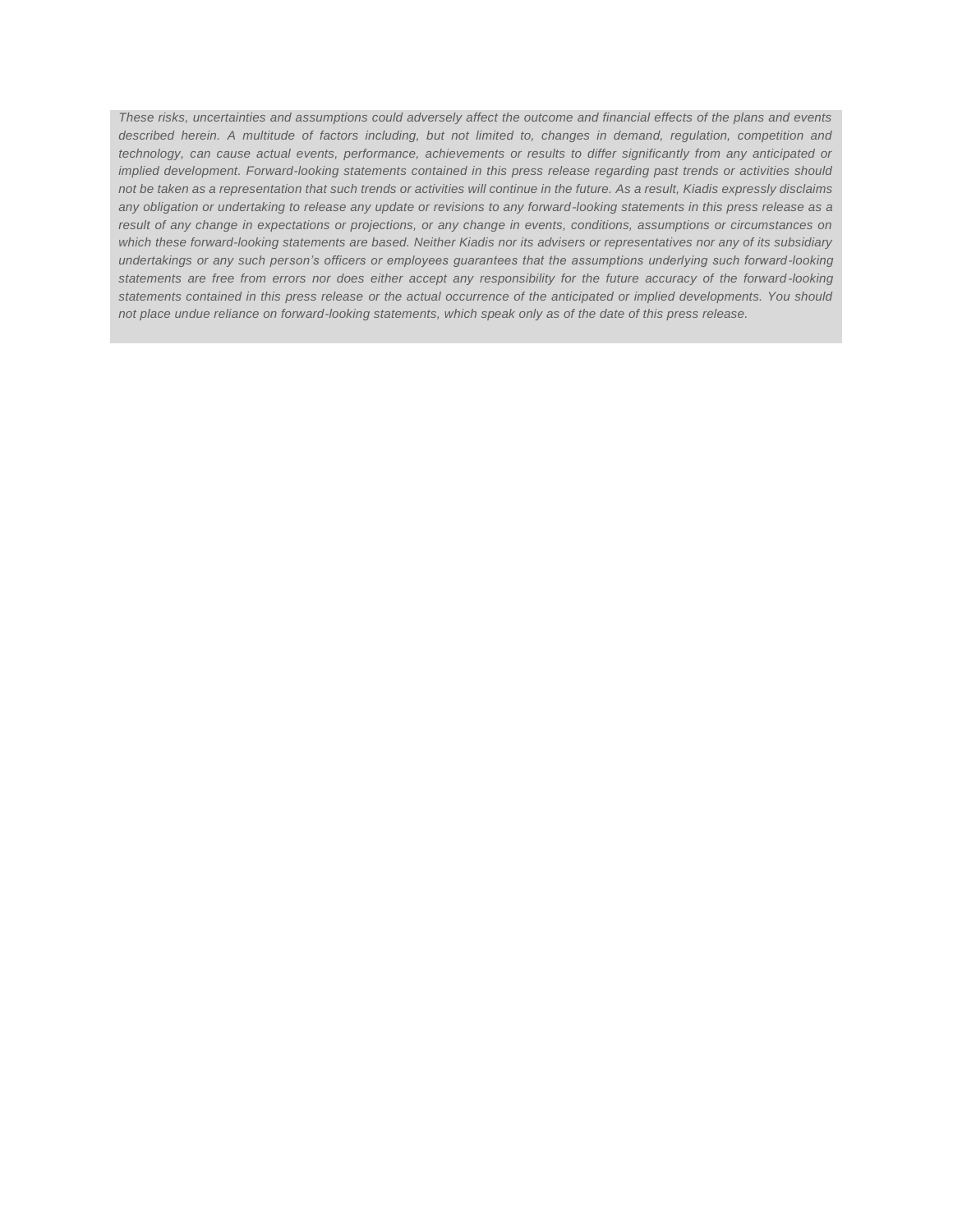*These risks, uncertainties and assumptions could adversely affect the outcome and financial effects of the plans and events described herein. A multitude of factors including, but not limited to, changes in demand, regulation, competition and technology, can cause actual events, performance, achievements or results to differ significantly from any anticipated or implied development. Forward-looking statements contained in this press release regarding past trends or activities should not be taken as a representation that such trends or activities will continue in the future. As a result, Kiadis expressly disclaims any obligation or undertaking to release any update or revisions to any forward-looking statements in this press release as a result of any change in expectations or projections, or any change in events, conditions, assumptions or circumstances on which these forward-looking statements are based. Neither Kiadis nor its advisers or representatives nor any of its subsidiary undertakings or any such person's officers or employees guarantees that the assumptions underlying such forward-looking statements are free from errors nor does either accept any responsibility for the future accuracy of the forward-looking statements contained in this press release or the actual occurrence of the anticipated or implied developments. You should not place undue reliance on forward-looking statements, which speak only as of the date of this press release.*